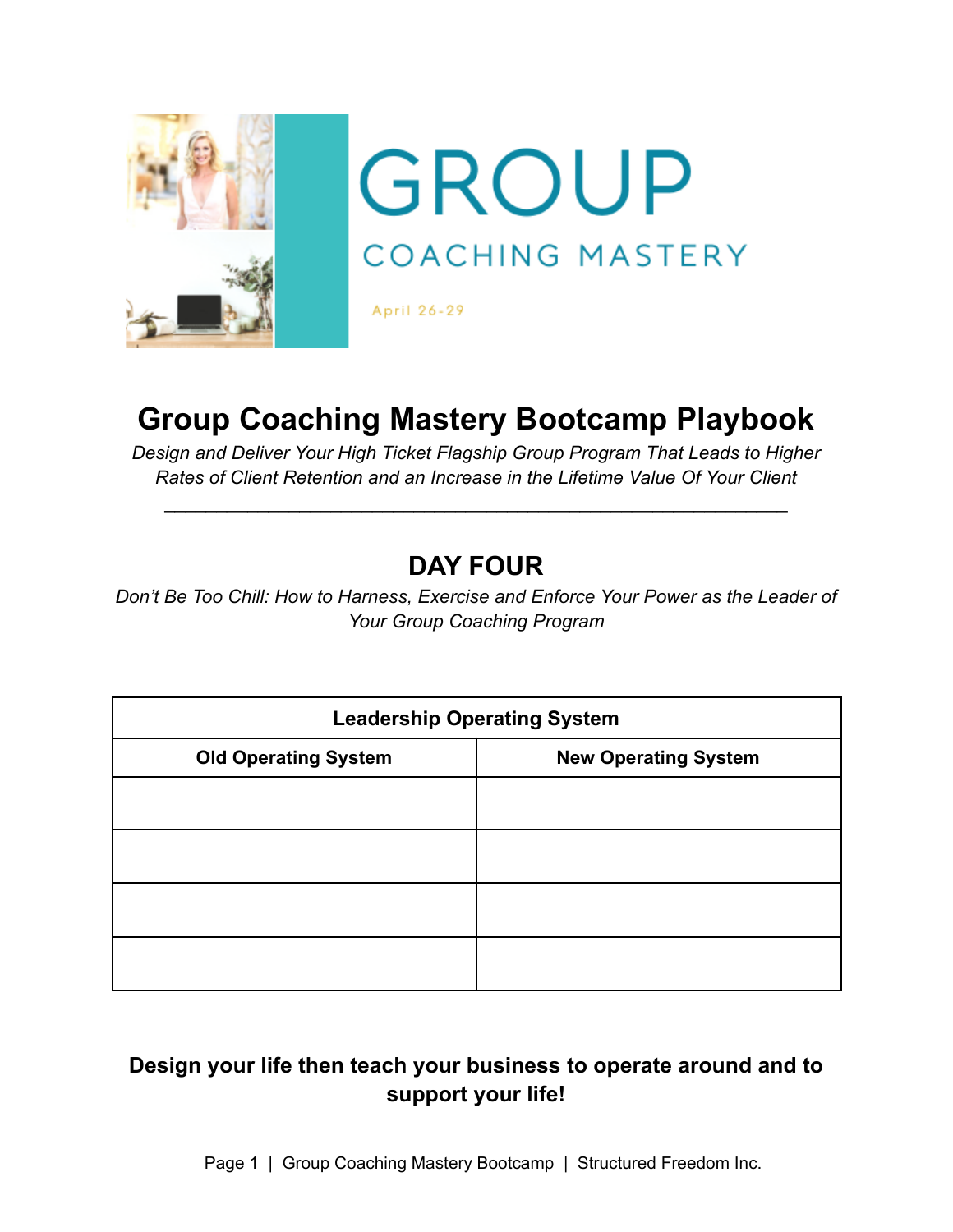GROUP

COACHING MASTERY

April 26-29

# Group Coaching Mastery Bootcamp Playbook

*Design and Deliver Your High Ticket Flagship Group Program That Leads to Higher Rates of Client Retention and an Increase in the Lifetime Value Of Your Client*

---

## DAY FOUR

*Don't Be Too Chill: How to Harness, Exercise and Enforce Your Power as the Leader of Your Group Coaching Program*

| Leadership Operating System | |
|---|---|
| **Old Operating System** | **New Operating System** |
| | |
| | |
| | |
| | |

**Design your life then teach your business to operate around and to support your life!**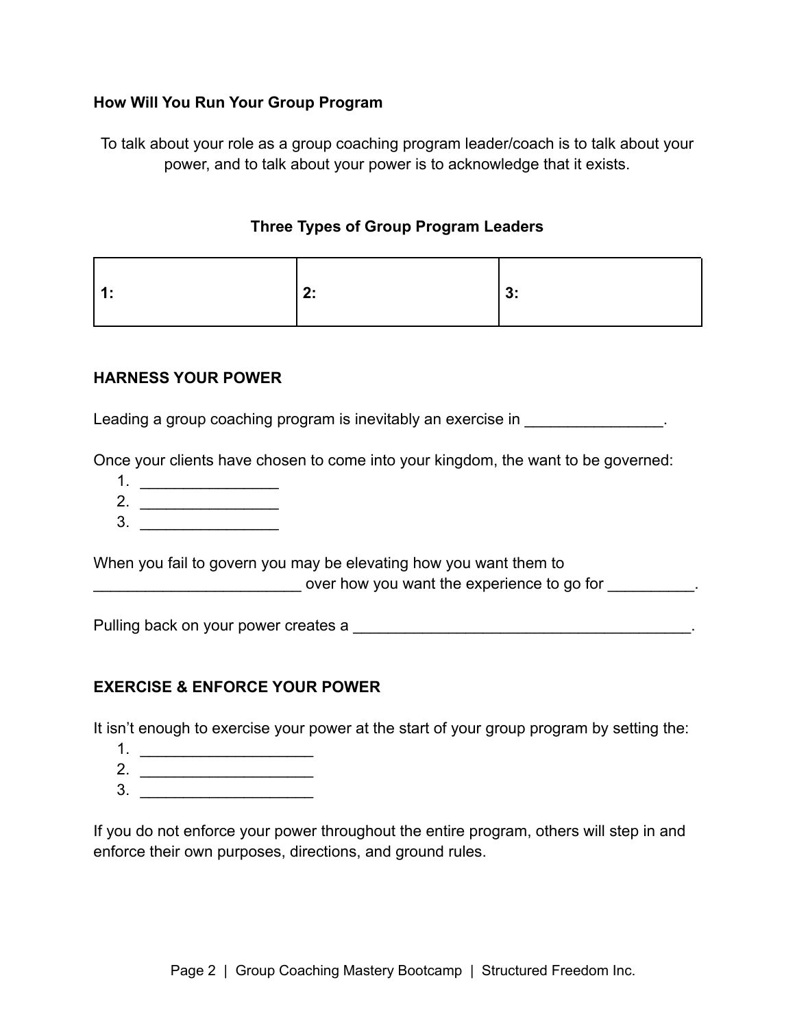**How Will You Run Your Group Program**

To talk about your role as a group coaching program leader/coach is to talk about your power, and to talk about your power is to acknowledge that it exists.

**Three Types of Group Program Leaders**

| 1: | 2: | 3: |
| --- | --- | --- |

**HARNESS YOUR POWER**

Leading a group coaching program is inevitably an exercise in ________________.

Once your clients have chosen to come into your kingdom, the want to be governed:

1. ________________
2. ________________
3. ________________

When you fail to govern you may be elevating how you want them to ________________________ over how you want the experience to go for __________.

Pulling back on your power creates a ________________________________________.

**EXERCISE & ENFORCE YOUR POWER**

It isn't enough to exercise your power at the start of your group program by setting the:

1. ____________________
2. ____________________
3. ____________________

If you do not enforce your power throughout the entire program, others will step in and enforce their own purposes, directions, and ground rules.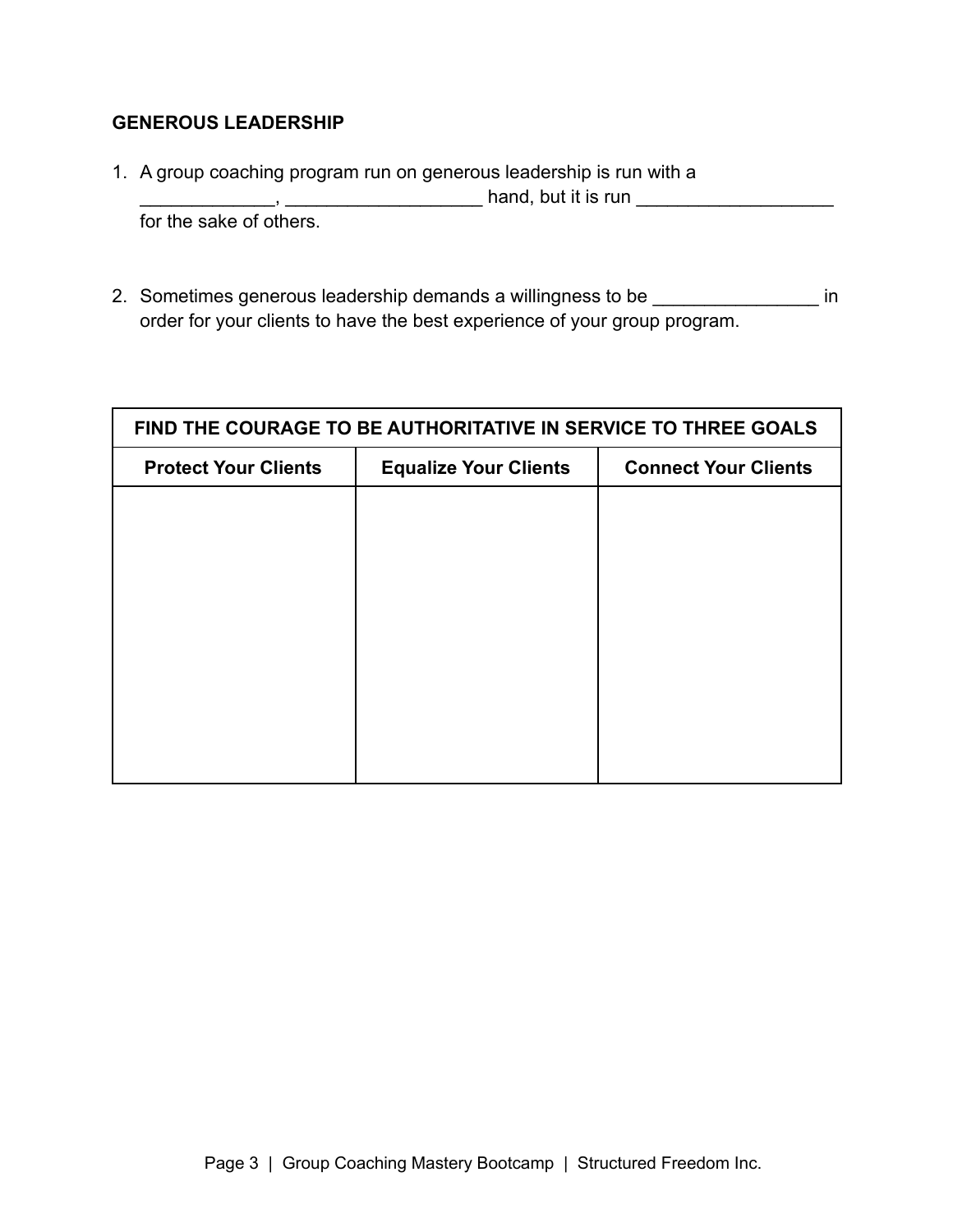**GENEROUS LEADERSHIP**

1. A group coaching program run on generous leadership is run with a _____________, ___________________ hand, but it is run ___________________ for the sake of others.

2. Sometimes generous leadership demands a willingness to be ________________ in order for your clients to have the best experience of your group program.

| FIND THE COURAGE TO BE AUTHORITATIVE IN SERVICE TO THREE GOALS | | |
|---|---|---|
| **Protect Your Clients** | **Equalize Your Clients** | **Connect Your Clients** |
| | | |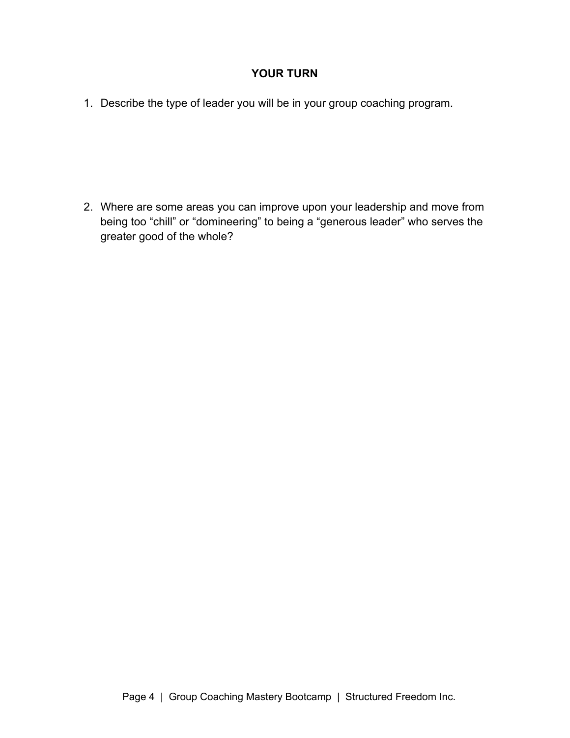## YOUR TURN

1. Describe the type of leader you will be in your group coaching program.

2. Where are some areas you can improve upon your leadership and move from being too “chill” or “domineering” to being a “generous leader” who serves the greater good of the whole?